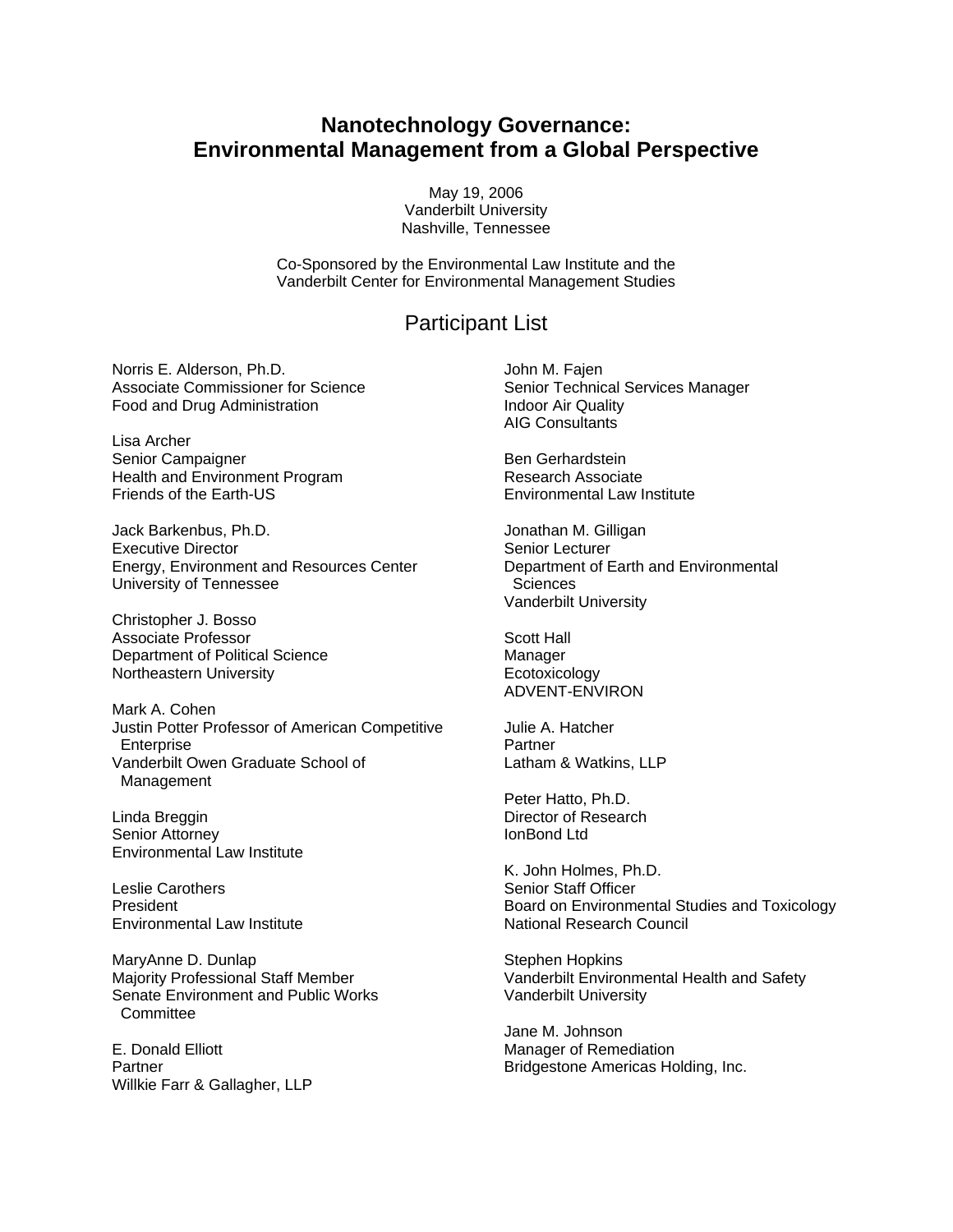# Nanotechnology Governance: Environmental Management from a Global Perspective

May 19, 2006
Vanderbilt University
Nashville, Tennessee

Co-Sponsored by the Environmental Law Institute and the Vanderbilt Center for Environmental Management Studies

## Participant List

Norris E. Alderson, Ph.D.
Associate Commissioner for Science
Food and Drug Administration

Lisa Archer
Senior Campaigner
Health and Environment Program
Friends of the Earth-US

Jack Barkenbus, Ph.D.
Executive Director
Energy, Environment and Resources Center
University of Tennessee

Christopher J. Bosso
Associate Professor
Department of Political Science
Northeastern University

Mark A. Cohen
Justin Potter Professor of American Competitive Enterprise
Vanderbilt Owen Graduate School of Management

Linda Breggin
Senior Attorney
Environmental Law Institute

Leslie Carothers
President
Environmental Law Institute

MaryAnne D. Dunlap
Majority Professional Staff Member
Senate Environment and Public Works Committee

E. Donald Elliott
Partner
Willkie Farr & Gallagher, LLP

John M. Fajen
Senior Technical Services Manager
Indoor Air Quality
AIG Consultants

Ben Gerhardstein
Research Associate
Environmental Law Institute

Jonathan M. Gilligan
Senior Lecturer
Department of Earth and Environmental Sciences
Vanderbilt University

Scott Hall
Manager
Ecotoxicology
ADVENT-ENVIRON

Julie A. Hatcher
Partner
Latham & Watkins, LLP

Peter Hatto, Ph.D.
Director of Research
IonBond Ltd

K. John Holmes, Ph.D.
Senior Staff Officer
Board on Environmental Studies and Toxicology
National Research Council

Stephen Hopkins
Vanderbilt Environmental Health and Safety
Vanderbilt University

Jane M. Johnson
Manager of Remediation
Bridgestone Americas Holding, Inc.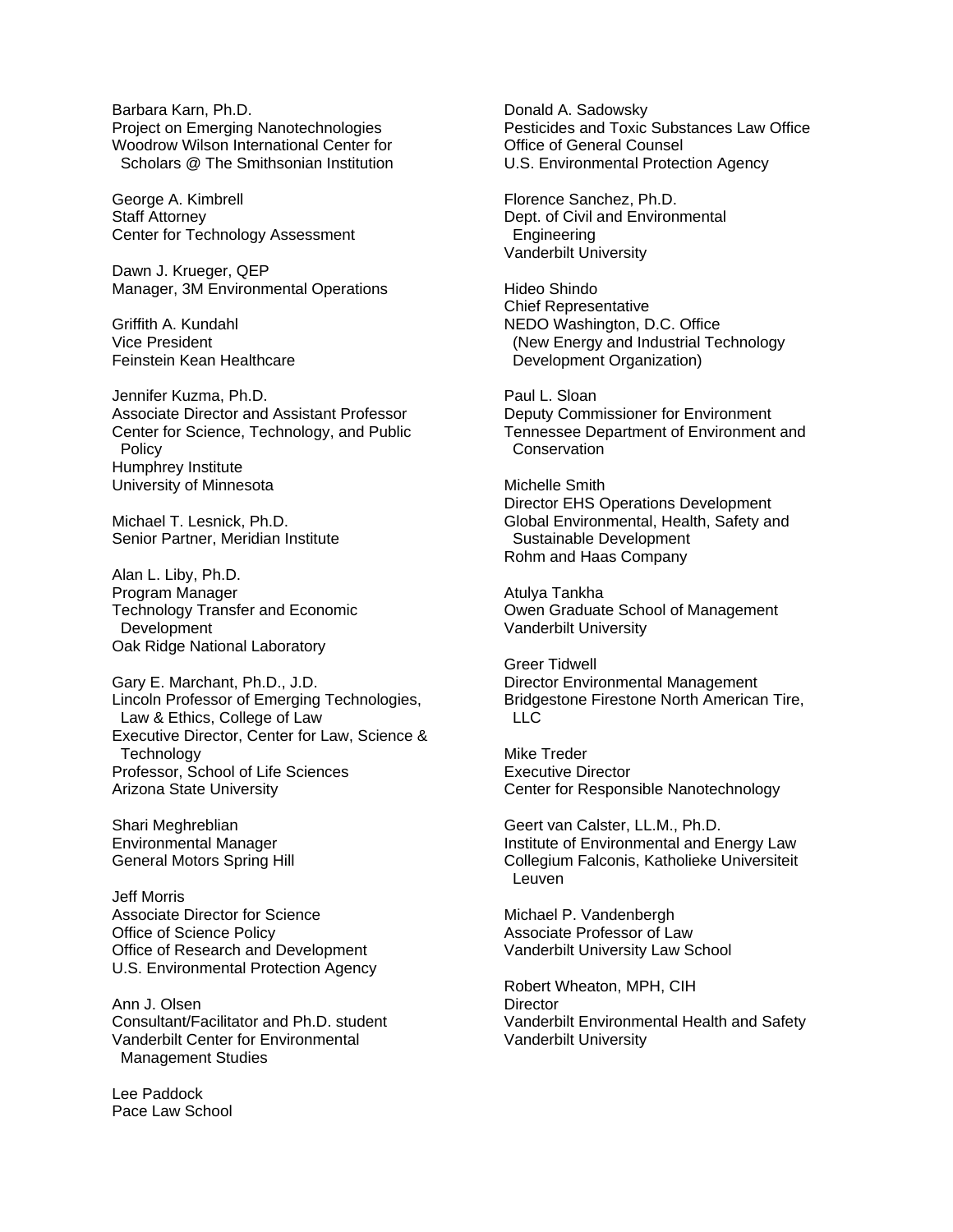Barbara Karn, Ph.D.
Project on Emerging Nanotechnologies
Woodrow Wilson International Center for Scholars @ The Smithsonian Institution

George A. Kimbrell
Staff Attorney
Center for Technology Assessment

Dawn J. Krueger, QEP
Manager, 3M Environmental Operations

Griffith A. Kundahl
Vice President
Feinstein Kean Healthcare

Jennifer Kuzma, Ph.D.
Associate Director and Assistant Professor
Center for Science, Technology, and Public Policy
Humphrey Institute
University of Minnesota

Michael T. Lesnick, Ph.D.
Senior Partner, Meridian Institute

Alan L. Liby, Ph.D.
Program Manager
Technology Transfer and Economic Development
Oak Ridge National Laboratory

Gary E. Marchant, Ph.D., J.D.
Lincoln Professor of Emerging Technologies, Law & Ethics, College of Law
Executive Director, Center for Law, Science & Technology
Professor, School of Life Sciences
Arizona State University

Shari Meghreblian
Environmental Manager
General Motors Spring Hill

Jeff Morris
Associate Director for Science
Office of Science Policy
Office of Research and Development
U.S. Environmental Protection Agency

Ann J. Olsen
Consultant/Facilitator and Ph.D. student
Vanderbilt Center for Environmental Management Studies

Lee Paddock
Pace Law School

Donald A. Sadowsky
Pesticides and Toxic Substances Law Office
Office of General Counsel
U.S. Environmental Protection Agency

Florence Sanchez, Ph.D.
Dept. of Civil and Environmental Engineering
Vanderbilt University

Hideo Shindo
Chief Representative
NEDO Washington, D.C. Office
(New Energy and Industrial Technology Development Organization)

Paul L. Sloan
Deputy Commissioner for Environment
Tennessee Department of Environment and Conservation

Michelle Smith
Director EHS Operations Development
Global Environmental, Health, Safety and Sustainable Development
Rohm and Haas Company

Atulya Tankha
Owen Graduate School of Management
Vanderbilt University

Greer Tidwell
Director Environmental Management
Bridgestone Firestone North American Tire, LLC

Mike Treder
Executive Director
Center for Responsible Nanotechnology

Geert van Calster, LL.M., Ph.D.
Institute of Environmental and Energy Law
Collegium Falconis, Katholieke Universiteit Leuven

Michael P. Vandenbergh
Associate Professor of Law
Vanderbilt University Law School

Robert Wheaton, MPH, CIH
Director
Vanderbilt Environmental Health and Safety
Vanderbilt University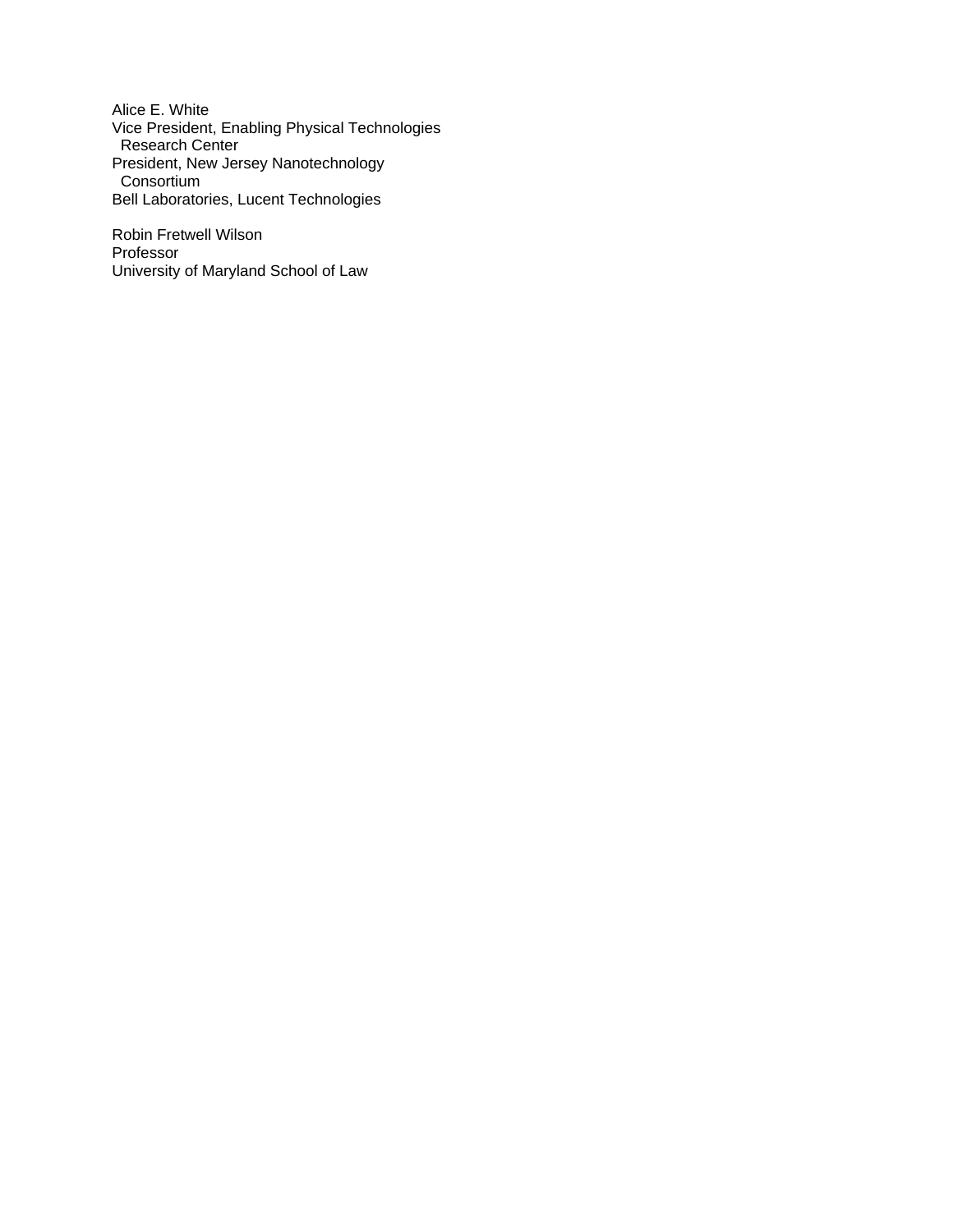Alice E. White
Vice President, Enabling Physical Technologies
Research Center
President, New Jersey Nanotechnology
Consortium
Bell Laboratories, Lucent Technologies

Robin Fretwell Wilson
Professor
University of Maryland School of Law